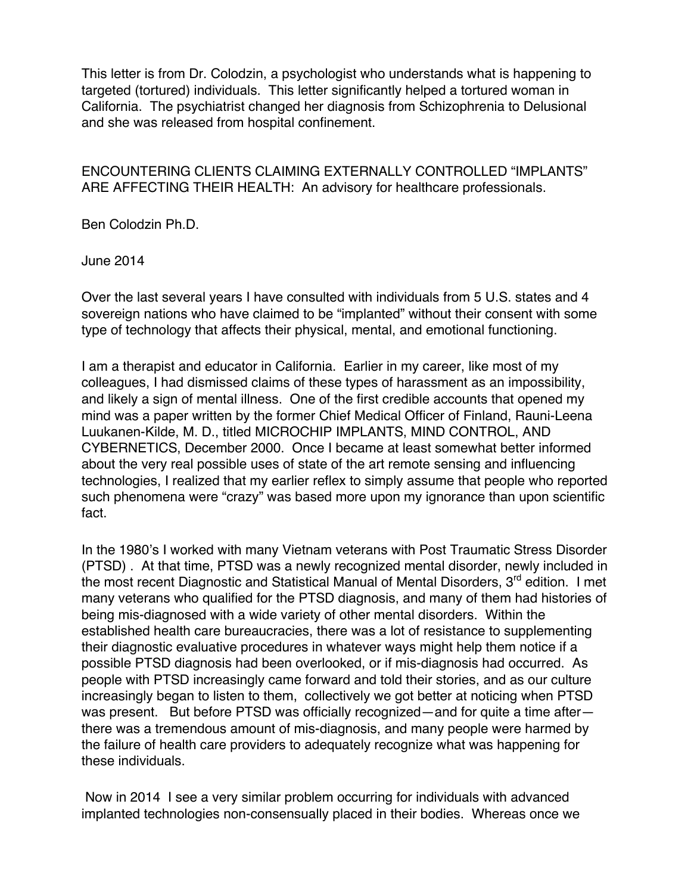This letter is from Dr. Colodzin, a psychologist who understands what is happening to targeted (tortured) individuals. This letter significantly helped a tortured woman in California. The psychiatrist changed her diagnosis from Schizophrenia to Delusional and she was released from hospital confinement.

## ENCOUNTERING CLIENTS CLAIMING EXTERNALLY CONTROLLED "IMPLANTS" ARE AFFECTING THEIR HEALTH: An advisory for healthcare professionals.

Ben Colodzin Ph.D.

June 2014

Over the last several years I have consulted with individuals from 5 U.S. states and 4 sovereign nations who have claimed to be "implanted" without their consent with some type of technology that affects their physical, mental, and emotional functioning.

I am a therapist and educator in California. Earlier in my career, like most of my colleagues, I had dismissed claims of these types of harassment as an impossibility, and likely a sign of mental illness. One of the first credible accounts that opened my mind was a paper written by the former Chief Medical Officer of Finland, Rauni-Leena Luukanen-Kilde, M. D., titled MICROCHIP IMPLANTS, MIND CONTROL, AND CYBERNETICS, December 2000. Once I became at least somewhat better informed about the very real possible uses of state of the art remote sensing and influencing technologies, I realized that my earlier reflex to simply assume that people who reported such phenomena were "crazy" was based more upon my ignorance than upon scientific fact.

In the 1980's I worked with many Vietnam veterans with Post Traumatic Stress Disorder (PTSD) . At that time, PTSD was a newly recognized mental disorder, newly included in the most recent Diagnostic and Statistical Manual of Mental Disorders, 3rd edition. I met many veterans who qualified for the PTSD diagnosis, and many of them had histories of being mis-diagnosed with a wide variety of other mental disorders. Within the established health care bureaucracies, there was a lot of resistance to supplementing their diagnostic evaluative procedures in whatever ways might help them notice if a possible PTSD diagnosis had been overlooked, or if mis-diagnosis had occurred. As people with PTSD increasingly came forward and told their stories, and as our culture increasingly began to listen to them, collectively we got better at noticing when PTSD was present. But before PTSD was officially recognized—and for quite a time after—there was a tremendous amount of mis-diagnosis, and many people were harmed by the failure of health care providers to adequately recognize what was happening for these individuals.

Now in 2014 I see a very similar problem occurring for individuals with advanced implanted technologies non-consensually placed in their bodies. Whereas once we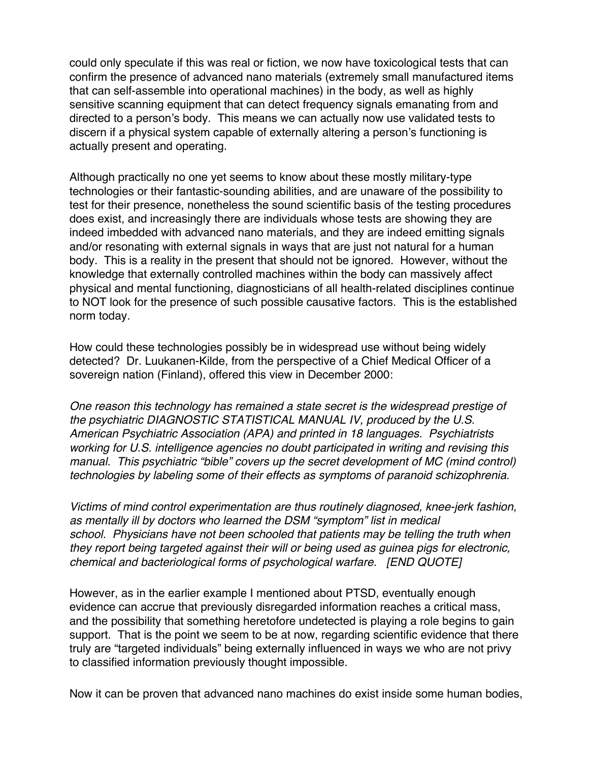could only speculate if this was real or fiction, we now have toxicological tests that can confirm the presence of advanced nano materials (extremely small manufactured items that can self-assemble into operational machines) in the body, as well as highly sensitive scanning equipment that can detect frequency signals emanating from and directed to a person's body. This means we can actually now use validated tests to discern if a physical system capable of externally altering a person's functioning is actually present and operating.

Although practically no one yet seems to know about these mostly military-type technologies or their fantastic-sounding abilities, and are unaware of the possibility to test for their presence, nonetheless the sound scientific basis of the testing procedures does exist, and increasingly there are individuals whose tests are showing they are indeed imbedded with advanced nano materials, and they are indeed emitting signals and/or resonating with external signals in ways that are just not natural for a human body. This is a reality in the present that should not be ignored. However, without the knowledge that externally controlled machines within the body can massively affect physical and mental functioning, diagnosticians of all health-related disciplines continue to NOT look for the presence of such possible causative factors. This is the established norm today.

How could these technologies possibly be in widespread use without being widely detected? Dr. Luukanen-Kilde, from the perspective of a Chief Medical Officer of a sovereign nation (Finland), offered this view in December 2000:

*One reason this technology has remained a state secret is the widespread prestige of the psychiatric DIAGNOSTIC STATISTICAL MANUAL IV, produced by the U.S. American Psychiatric Association (APA) and printed in 18 languages. Psychiatrists working for U.S. intelligence agencies no doubt participated in writing and revising this manual. This psychiatric "bible" covers up the secret development of MC (mind control) technologies by labeling some of their effects as symptoms of paranoid schizophrenia.*

*Victims of mind control experimentation are thus routinely diagnosed, knee-jerk fashion, as mentally ill by doctors who learned the DSM "symptom" list in medical school. Physicians have not been schooled that patients may be telling the truth when they report being targeted against their will or being used as guinea pigs for electronic, chemical and bacteriological forms of psychological warfare. [END QUOTE]*

However, as in the earlier example I mentioned about PTSD, eventually enough evidence can accrue that previously disregarded information reaches a critical mass, and the possibility that something heretofore undetected is playing a role begins to gain support. That is the point we seem to be at now, regarding scientific evidence that there truly are "targeted individuals" being externally influenced in ways we who are not privy to classified information previously thought impossible.

Now it can be proven that advanced nano machines do exist inside some human bodies,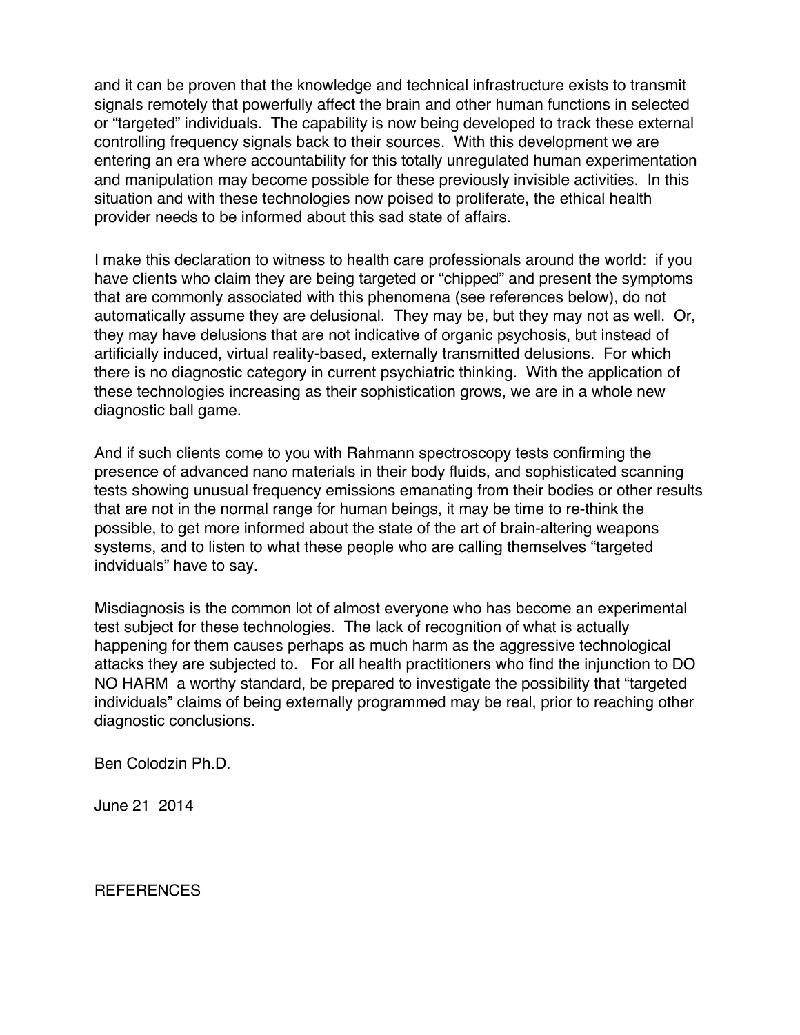and it can be proven that the knowledge and technical infrastructure exists to transmit signals remotely that powerfully affect the brain and other human functions in selected or "targeted" individuals. The capability is now being developed to track these external controlling frequency signals back to their sources. With this development we are entering an era where accountability for this totally unregulated human experimentation and manipulation may become possible for these previously invisible activities. In this situation and with these technologies now poised to proliferate, the ethical health provider needs to be informed about this sad state of affairs.

I make this declaration to witness to health care professionals around the world: if you have clients who claim they are being targeted or "chipped" and present the symptoms that are commonly associated with this phenomena (see references below), do not automatically assume they are delusional. They may be, but they may not as well. Or, they may have delusions that are not indicative of organic psychosis, but instead of artificially induced, virtual reality-based, externally transmitted delusions. For which there is no diagnostic category in current psychiatric thinking. With the application of these technologies increasing as their sophistication grows, we are in a whole new diagnostic ball game.

And if such clients come to you with Rahmann spectroscopy tests confirming the presence of advanced nano materials in their body fluids, and sophisticated scanning tests showing unusual frequency emissions emanating from their bodies or other results that are not in the normal range for human beings, it may be time to re-think the possible, to get more informed about the state of the art of brain-altering weapons systems, and to listen to what these people who are calling themselves "targeted indviduals" have to say.

Misdiagnosis is the common lot of almost everyone who has become an experimental test subject for these technologies. The lack of recognition of what is actually happening for them causes perhaps as much harm as the aggressive technological attacks they are subjected to. For all health practitioners who find the injunction to DO NO HARM a worthy standard, be prepared to investigate the possibility that "targeted individuals" claims of being externally programmed may be real, prior to reaching other diagnostic conclusions.

Ben Colodzin Ph.D.

June 21 2014

REFERENCES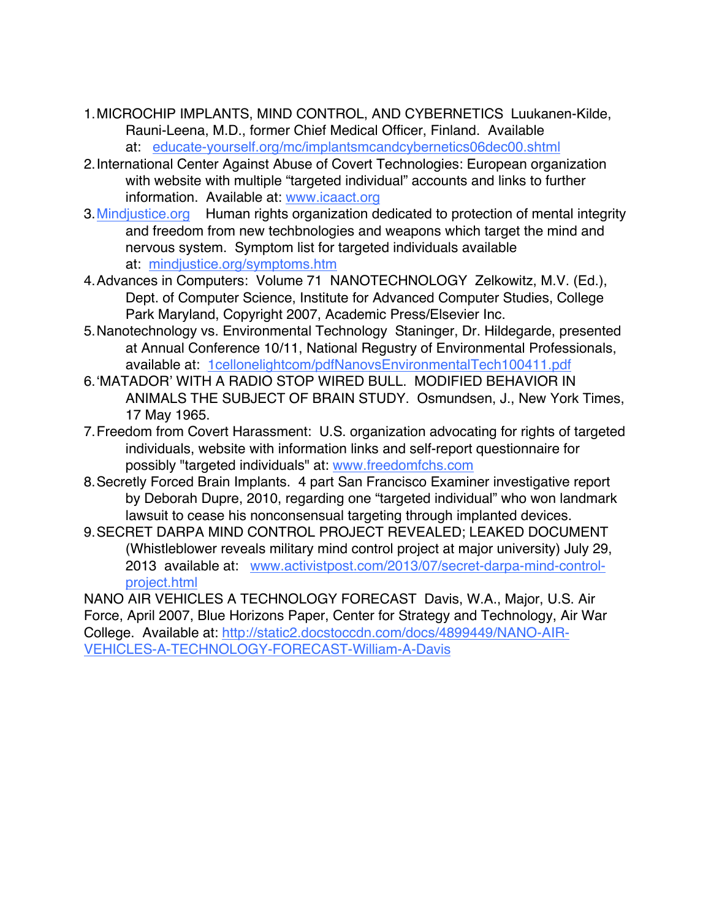1. MICROCHIP IMPLANTS, MIND CONTROL, AND CYBERNETICS  Luukanen-Kilde, Rauni-Leena, M.D., former Chief Medical Officer, Finland.  Available at: educate-yourself.org/mc/implantsmcandcybernetics06dec00.shtml
2. International Center Against Abuse of Covert Technologies: European organization with website with multiple "targeted individual" accounts and links to further information.  Available at: www.icaact.org
3. Mindjustice.org   Human rights organization dedicated to protection of mental integrity and freedom from new techbnologies and weapons which target the mind and nervous system.  Symptom list for targeted individuals available at: mindjustice.org/symptoms.htm
4. Advances in Computers:  Volume 71  NANOTECHNOLOGY  Zelkowitz, M.V. (Ed.), Dept. of Computer Science, Institute for Advanced Computer Studies, College Park Maryland, Copyright 2007, Academic Press/Elsevier Inc.
5. Nanotechnology vs. Environmental Technology  Staninger, Dr. Hildegarde, presented at Annual Conference 10/11, National Regustry of Environmental Professionals, available at: 1cellonelightcom/pdfNanovsEnvironmentalTech100411.pdf
6. 'MATADOR' WITH A RADIO STOP WIRED BULL.  MODIFIED BEHAVIOR IN ANIMALS THE SUBJECT OF BRAIN STUDY.  Osmundsen, J., New York Times, 17 May 1965.
7. Freedom from Covert Harassment:  U.S. organization advocating for rights of targeted individuals, website with information links and self-report questionnaire for possibly "targeted individuals" at: www.freedomfchs.com
8. Secretly Forced Brain Implants.  4 part San Francisco Examiner investigative report by Deborah Dupre, 2010, regarding one "targeted individual" who won landmark lawsuit to cease his nonconsensual targeting through implanted devices.
9. SECRET DARPA MIND CONTROL PROJECT REVEALED; LEAKED DOCUMENT (Whistleblower reveals military mind control project at major university) July 29, 2013  available at: www.activistpost.com/2013/07/secret-darpa-mind-control-project.html

NANO AIR VEHICLES A TECHNOLOGY FORECAST  Davis, W.A., Major, U.S. Air Force, April 2007, Blue Horizons Paper, Center for Strategy and Technology, Air War College.  Available at: http://static2.docstoccdn.com/docs/4899449/NANO-AIR-VEHICLES-A-TECHNOLOGY-FORECAST-William-A-Davis